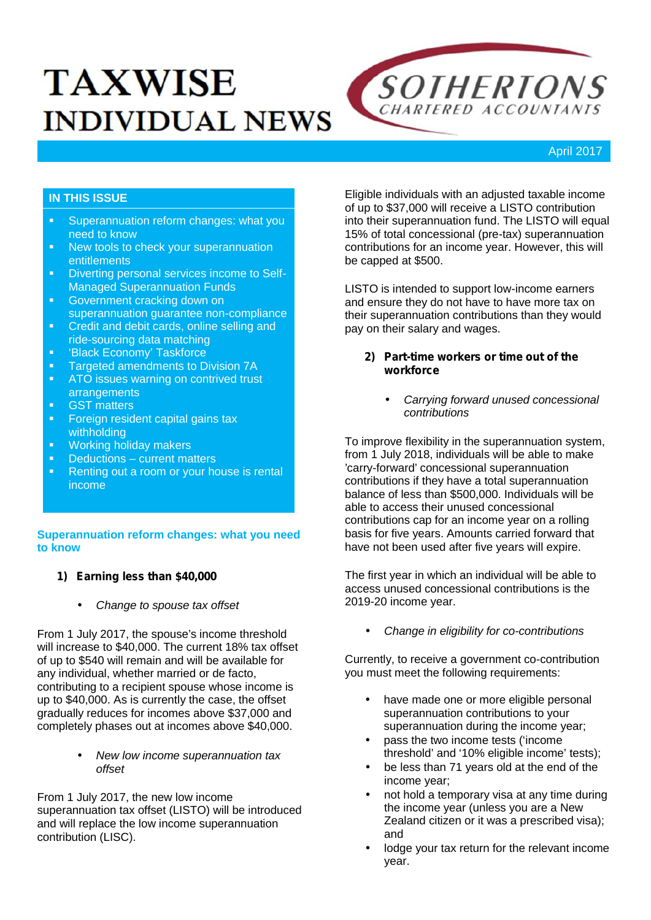# TAXWISE INDIVIDUAL NEWS

SOTHERTONS
CHARTERED ACCOUNTANTS

April 2017

## IN THIS ISSUE

- Superannuation reform changes: what you need to know
- New tools to check your superannuation entitlements
- Diverting personal services income to Self-Managed Superannuation Funds
- Government cracking down on superannuation guarantee non-compliance
- Credit and debit cards, online selling and ride-sourcing data matching
- 'Black Economy' Taskforce
- Targeted amendments to Division 7A
- ATO issues warning on contrived trust arrangements
- GST matters
- Foreign resident capital gains tax withholding
- Working holiday makers
- Deductions – current matters
- Renting out a room or your house is rental income

## Superannuation reform changes: what you need to know

### 1) Earning less than $40,000

- *Change to spouse tax offset*

From 1 July 2017, the spouse's income threshold will increase to $40,000. The current 18% tax offset of up to $540 will remain and will be available for any individual, whether married or de facto, contributing to a recipient spouse whose income is up to $40,000. As is currently the case, the offset gradually reduces for incomes above $37,000 and completely phases out at incomes above $40,000.

- *New low income superannuation tax offset*

From 1 July 2017, the new low income superannuation tax offset (LISTO) will be introduced and will replace the low income superannuation contribution (LISC).

Eligible individuals with an adjusted taxable income of up to $37,000 will receive a LISTO contribution into their superannuation fund. The LISTO will equal 15% of total concessional (pre-tax) superannuation contributions for an income year. However, this will be capped at $500.

LISTO is intended to support low-income earners and ensure they do not have to have more tax on their superannuation contributions than they would pay on their salary and wages.

### 2) Part-time workers or time out of the workforce

- *Carrying forward unused concessional contributions*

To improve flexibility in the superannuation system, from 1 July 2018, individuals will be able to make 'carry-forward' concessional superannuation contributions if they have a total superannuation balance of less than $500,000. Individuals will be able to access their unused concessional contributions cap for an income year on a rolling basis for five years. Amounts carried forward that have not been used after five years will expire.

The first year in which an individual will be able to access unused concessional contributions is the 2019-20 income year.

- *Change in eligibility for co-contributions*

Currently, to receive a government co-contribution you must meet the following requirements:

- have made one or more eligible personal superannuation contributions to your superannuation during the income year;
- pass the two income tests ('income threshold' and '10% eligible income' tests);
- be less than 71 years old at the end of the income year;
- not hold a temporary visa at any time during the income year (unless you are a New Zealand citizen or it was a prescribed visa); and
- lodge your tax return for the relevant income year.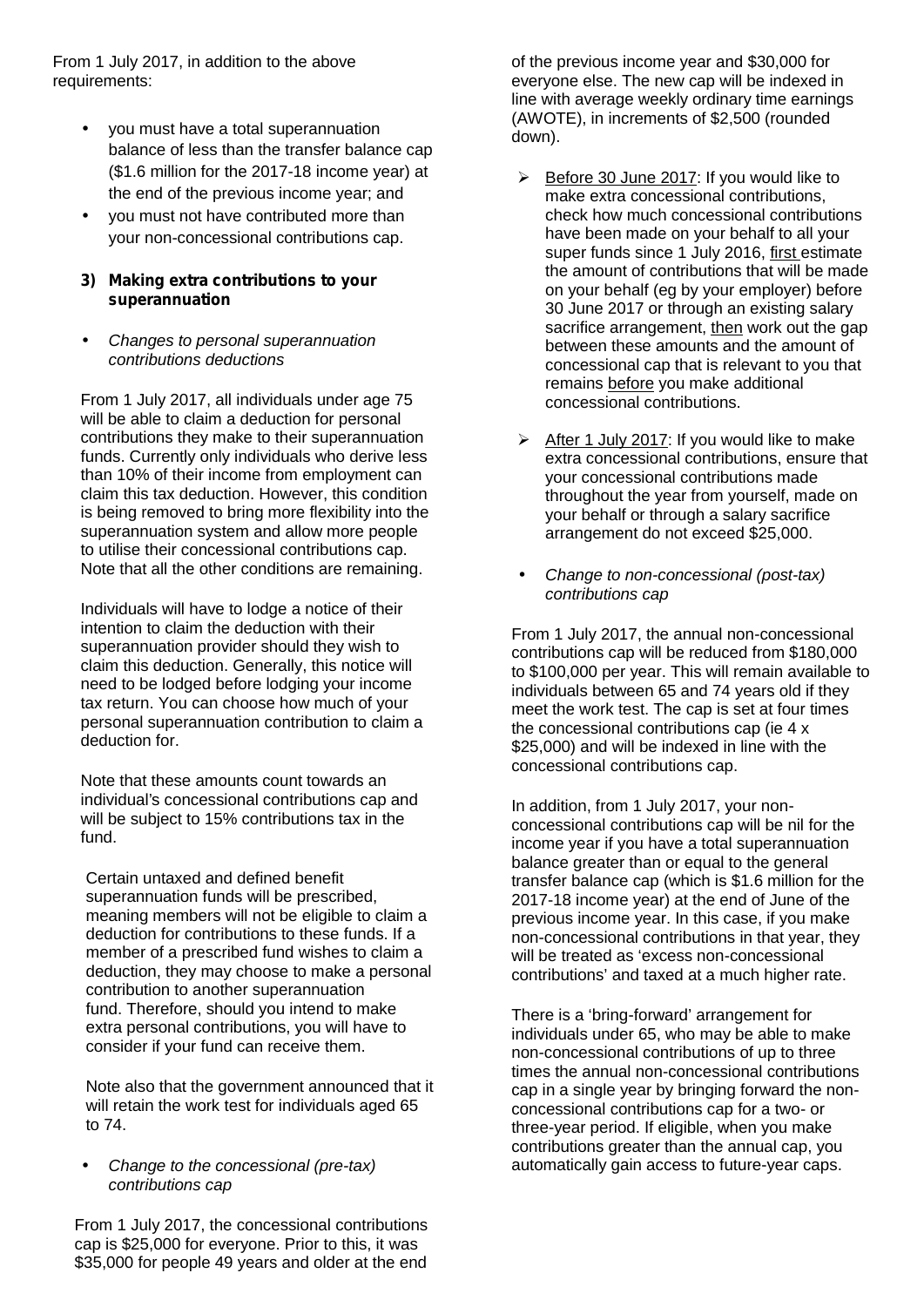From 1 July 2017, in addition to the above requirements:

- you must have a total superannuation balance of less than the transfer balance cap ($1.6 million for the 2017-18 income year) at the end of the previous income year; and
- you must not have contributed more than your non-concessional contributions cap.

### 3) Making extra contributions to your superannuation

- *Changes to personal superannuation contributions deductions*

From 1 July 2017, all individuals under age 75 will be able to claim a deduction for personal contributions they make to their superannuation funds. Currently only individuals who derive less than 10% of their income from employment can claim this tax deduction. However, this condition is being removed to bring more flexibility into the superannuation system and allow more people to utilise their concessional contributions cap. Note that all the other conditions are remaining.

Individuals will have to lodge a notice of their intention to claim the deduction with their superannuation provider should they wish to claim this deduction. Generally, this notice will need to be lodged before lodging your income tax return. You can choose how much of your personal superannuation contribution to claim a deduction for.

Note that these amounts count towards an individual's concessional contributions cap and will be subject to 15% contributions tax in the fund.

Certain untaxed and defined benefit superannuation funds will be prescribed, meaning members will not be eligible to claim a deduction for contributions to these funds. If a member of a prescribed fund wishes to claim a deduction, they may choose to make a personal contribution to another superannuation fund. Therefore, should you intend to make extra personal contributions, you will have to consider if your fund can receive them.

Note also that the government announced that it will retain the work test for individuals aged 65 to 74.

- *Change to the concessional (pre-tax) contributions cap*

From 1 July 2017, the concessional contributions cap is $25,000 for everyone. Prior to this, it was $35,000 for people 49 years and older at the end of the previous income year and $30,000 for everyone else. The new cap will be indexed in line with average weekly ordinary time earnings (AWOTE), in increments of $2,500 (rounded down).

- Before 30 June 2017: If you would like to make extra concessional contributions, check how much concessional contributions have been made on your behalf to all your super funds since 1 July 2016, first estimate the amount of contributions that will be made on your behalf (eg by your employer) before 30 June 2017 or through an existing salary sacrifice arrangement, then work out the gap between these amounts and the amount of concessional cap that is relevant to you that remains before you make additional concessional contributions.
- After 1 July 2017: If you would like to make extra concessional contributions, ensure that your concessional contributions made throughout the year from yourself, made on your behalf or through a salary sacrifice arrangement do not exceed $25,000.

- *Change to non-concessional (post-tax) contributions cap*

From 1 July 2017, the annual non-concessional contributions cap will be reduced from $180,000 to $100,000 per year. This will remain available to individuals between 65 and 74 years old if they meet the work test. The cap is set at four times the concessional contributions cap (ie 4 x $25,000) and will be indexed in line with the concessional contributions cap.

In addition, from 1 July 2017, your non-concessional contributions cap will be nil for the income year if you have a total superannuation balance greater than or equal to the general transfer balance cap (which is $1.6 million for the 2017-18 income year) at the end of June of the previous income year. In this case, if you make non-concessional contributions in that year, they will be treated as 'excess non-concessional contributions' and taxed at a much higher rate.

There is a 'bring-forward' arrangement for individuals under 65, who may be able to make non-concessional contributions of up to three times the annual non-concessional contributions cap in a single year by bringing forward the non-concessional contributions cap for a two- or three-year period. If eligible, when you make contributions greater than the annual cap, you automatically gain access to future-year caps.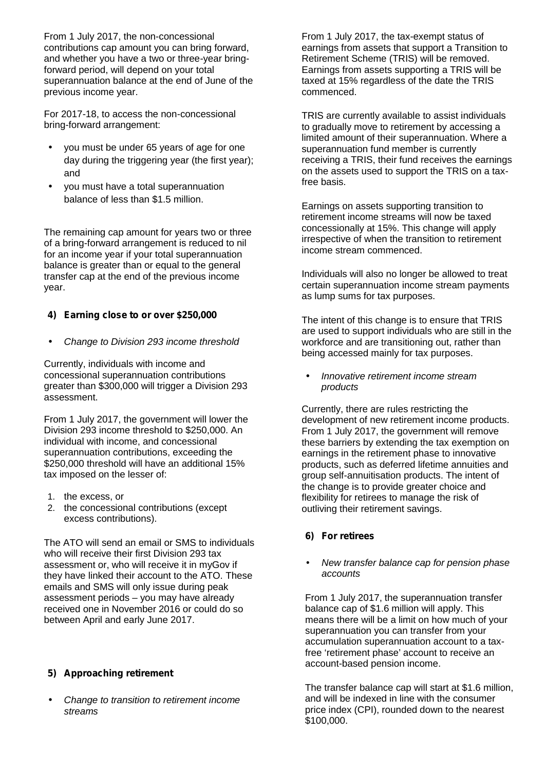From 1 July 2017, the non-concessional contributions cap amount you can bring forward, and whether you have a two or three-year bring-forward period, will depend on your total superannuation balance at the end of June of the previous income year.

For 2017-18, to access the non-concessional bring-forward arrangement:

- you must be under 65 years of age for one day during the triggering year (the first year); and
- you must have a total superannuation balance of less than $1.5 million.

The remaining cap amount for years two or three of a bring-forward arrangement is reduced to nil for an income year if your total superannuation balance is greater than or equal to the general transfer cap at the end of the previous income year.

## 4) Earning close to or over $250,000

- *Change to Division 293 income threshold*

Currently, individuals with income and concessional superannuation contributions greater than $300,000 will trigger a Division 293 assessment.

From 1 July 2017, the government will lower the Division 293 income threshold to $250,000. An individual with income, and concessional superannuation contributions, exceeding the $250,000 threshold will have an additional 15% tax imposed on the lesser of:

1. the excess, or
2. the concessional contributions (except excess contributions).

The ATO will send an email or SMS to individuals who will receive their first Division 293 tax assessment or, who will receive it in myGov if they have linked their account to the ATO. These emails and SMS will only issue during peak assessment periods – you may have already received one in November 2016 or could do so between April and early June 2017.

## 5) Approaching retirement

- *Change to transition to retirement income streams*

From 1 July 2017, the tax-exempt status of earnings from assets that support a Transition to Retirement Scheme (TRIS) will be removed. Earnings from assets supporting a TRIS will be taxed at 15% regardless of the date the TRIS commenced.

TRIS are currently available to assist individuals to gradually move to retirement by accessing a limited amount of their superannuation. Where a superannuation fund member is currently receiving a TRIS, their fund receives the earnings on the assets used to support the TRIS on a tax-free basis.

Earnings on assets supporting transition to retirement income streams will now be taxed concessionally at 15%. This change will apply irrespective of when the transition to retirement income stream commenced.

Individuals will also no longer be allowed to treat certain superannuation income stream payments as lump sums for tax purposes.

The intent of this change is to ensure that TRIS are used to support individuals who are still in the workforce and are transitioning out, rather than being accessed mainly for tax purposes.

- *Innovative retirement income stream products*

Currently, there are rules restricting the development of new retirement income products. From 1 July 2017, the government will remove these barriers by extending the tax exemption on earnings in the retirement phase to innovative products, such as deferred lifetime annuities and group self-annuitisation products. The intent of the change is to provide greater choice and flexibility for retirees to manage the risk of outliving their retirement savings.

## 6) For retirees

- *New transfer balance cap for pension phase accounts*

From 1 July 2017, the superannuation transfer balance cap of $1.6 million will apply. This means there will be a limit on how much of your superannuation you can transfer from your accumulation superannuation account to a tax-free 'retirement phase' account to receive an account-based pension income.

The transfer balance cap will start at $1.6 million, and will be indexed in line with the consumer price index (CPI), rounded down to the nearest $100,000.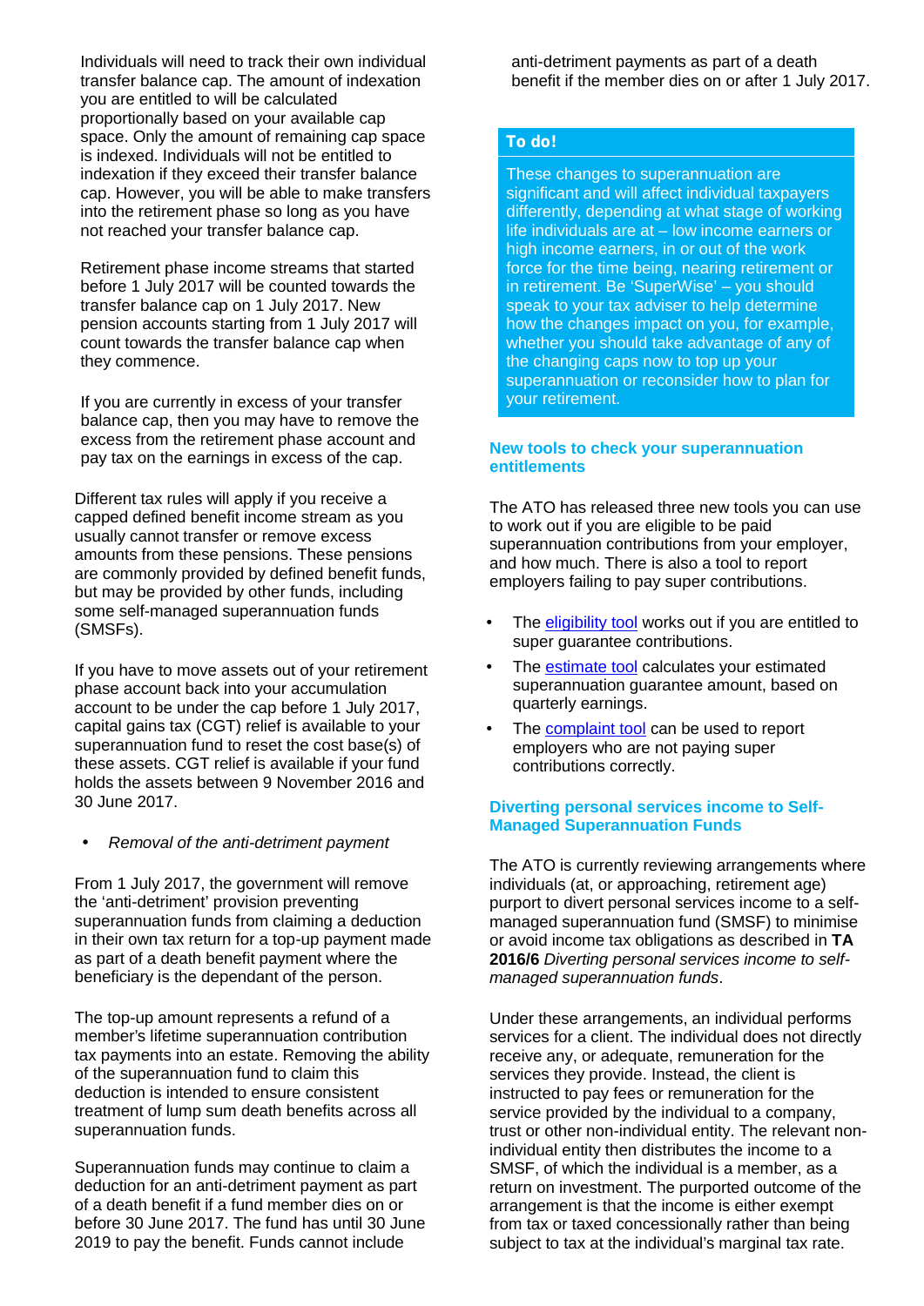Individuals will need to track their own individual transfer balance cap. The amount of indexation you are entitled to will be calculated proportionally based on your available cap space. Only the amount of remaining cap space is indexed. Individuals will not be entitled to indexation if they exceed their transfer balance cap. However, you will be able to make transfers into the retirement phase so long as you have not reached your transfer balance cap.

Retirement phase income streams that started before 1 July 2017 will be counted towards the transfer balance cap on 1 July 2017. New pension accounts starting from 1 July 2017 will count towards the transfer balance cap when they commence.

If you are currently in excess of your transfer balance cap, then you may have to remove the excess from the retirement phase account and pay tax on the earnings in excess of the cap.

Different tax rules will apply if you receive a capped defined benefit income stream as you usually cannot transfer or remove excess amounts from these pensions. These pensions are commonly provided by defined benefit funds, but may be provided by other funds, including some self-managed superannuation funds (SMSFs).

If you have to move assets out of your retirement phase account back into your accumulation account to be under the cap before 1 July 2017, capital gains tax (CGT) relief is available to your superannuation fund to reset the cost base(s) of these assets. CGT relief is available if your fund holds the assets between 9 November 2016 and 30 June 2017.

- *Removal of the anti-detriment payment*

From 1 July 2017, the government will remove the 'anti-detriment' provision preventing superannuation funds from claiming a deduction in their own tax return for a top-up payment made as part of a death benefit payment where the beneficiary is the dependant of the person.

The top-up amount represents a refund of a member's lifetime superannuation contribution tax payments into an estate. Removing the ability of the superannuation fund to claim this deduction is intended to ensure consistent treatment of lump sum death benefits across all superannuation funds.

Superannuation funds may continue to claim a deduction for an anti-detriment payment as part of a death benefit if a fund member dies on or before 30 June 2017. The fund has until 30 June 2019 to pay the benefit. Funds cannot include anti-detriment payments as part of a death benefit if the member dies on or after 1 July 2017.

**To do!**

These changes to superannuation are significant and will affect individual taxpayers differently, depending at what stage of working life individuals are at – low income earners or high income earners, in or out of the work force for the time being, nearing retirement or in retirement. Be 'SuperWise' – you should speak to your tax adviser to help determine how the changes impact on you, for example, whether you should take advantage of any of the changing caps now to top up your superannuation or reconsider how to plan for your retirement.

## New tools to check your superannuation entitlements

The ATO has released three new tools you can use to work out if you are eligible to be paid superannuation contributions from your employer, and how much. There is also a tool to report employers failing to pay super contributions.

- The eligibility tool works out if you are entitled to super guarantee contributions.
- The estimate tool calculates your estimated superannuation guarantee amount, based on quarterly earnings.
- The complaint tool can be used to report employers who are not paying super contributions correctly.

## Diverting personal services income to Self-Managed Superannuation Funds

The ATO is currently reviewing arrangements where individuals (at, or approaching, retirement age) purport to divert personal services income to a self-managed superannuation fund (SMSF) to minimise or avoid income tax obligations as described in **TA 2016/6** *Diverting personal services income to self-managed superannuation funds*.

Under these arrangements, an individual performs services for a client. The individual does not directly receive any, or adequate, remuneration for the services they provide. Instead, the client is instructed to pay fees or remuneration for the service provided by the individual to a company, trust or other non-individual entity. The relevant non-individual entity then distributes the income to a SMSF, of which the individual is a member, as a return on investment. The purported outcome of the arrangement is that the income is either exempt from tax or taxed concessionally rather than being subject to tax at the individual's marginal tax rate.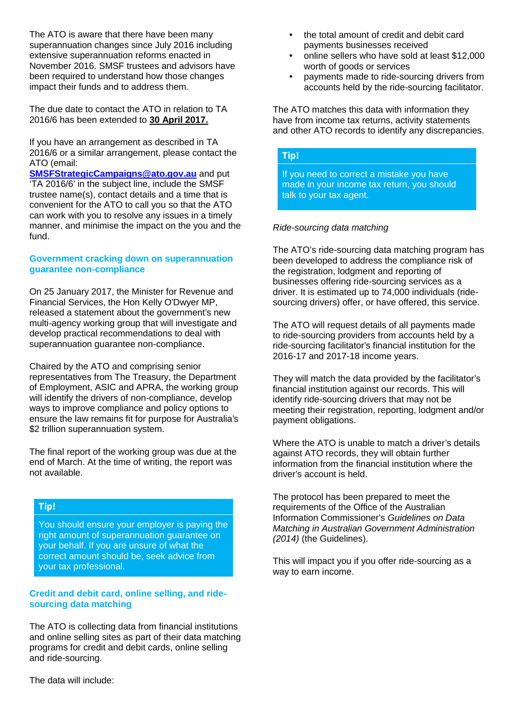The ATO is aware that there have been many superannuation changes since July 2016 including extensive superannuation reforms enacted in November 2016. SMSF trustees and advisors have been required to understand how those changes impact their funds and to address them.

The due date to contact the ATO in relation to TA 2016/6 has been extended to **30 April 2017.**

If you have an arrangement as described in TA 2016/6 or a similar arrangement, please contact the ATO (email: **SMSFStrategicCampaigns@ato.gov.au** and put 'TA 2016/6' in the subject line, include the SMSF trustee name(s), contact details and a time that is convenient for the ATO to call you so that the ATO can work with you to resolve any issues in a timely manner, and minimise the impact on the you and the fund.

### Government cracking down on superannuation guarantee non-compliance

On 25 January 2017, the Minister for Revenue and Financial Services, the Hon Kelly O'Dwyer MP, released a statement about the government's new multi-agency working group that will investigate and develop practical recommendations to deal with superannuation guarantee non-compliance.

Chaired by the ATO and comprising senior representatives from The Treasury, the Department of Employment, ASIC and APRA, the working group will identify the drivers of non-compliance, develop ways to improve compliance and policy options to ensure the law remains fit for purpose for Australia's $2 trillion superannuation system.

The final report of the working group was due at the end of March. At the time of writing, the report was not available.

**Tip!**

You should ensure your employer is paying the right amount of superannuation guarantee on your behalf. If you are unsure of what the correct amount should be, seek advice from your tax professional.

### Credit and debit card, online selling, and ride-sourcing data matching

The ATO is collecting data from financial institutions and online selling sites as part of their data matching programs for credit and debit cards, online selling and ride-sourcing.

The data will include:

- the total amount of credit and debit card payments businesses received
- online sellers who have sold at least $12,000 worth of goods or services
- payments made to ride-sourcing drivers from accounts held by the ride-sourcing facilitator.

The ATO matches this data with information they have from income tax returns, activity statements and other ATO records to identify any discrepancies.

**Tip!**

If you need to correct a mistake you have made in your income tax return, you should talk to your tax agent.

*Ride-sourcing data matching*

The ATO's ride-sourcing data matching program has been developed to address the compliance risk of the registration, lodgment and reporting of businesses offering ride-sourcing services as a driver. It is estimated up to 74,000 individuals (ride-sourcing drivers) offer, or have offered, this service.

The ATO will request details of all payments made to ride-sourcing providers from accounts held by a ride-sourcing facilitator's financial institution for the 2016-17 and 2017-18 income years.

They will match the data provided by the facilitator's financial institution against our records. This will identify ride-sourcing drivers that may not be meeting their registration, reporting, lodgment and/or payment obligations.

Where the ATO is unable to match a driver's details against ATO records, they will obtain further information from the financial institution where the driver's account is held.

The protocol has been prepared to meet the requirements of the Office of the Australian Information Commissioner's *Guidelines on Data Matching in Australian Government Administration (2014)* (the Guidelines).

This will impact you if you offer ride-sourcing as a way to earn income.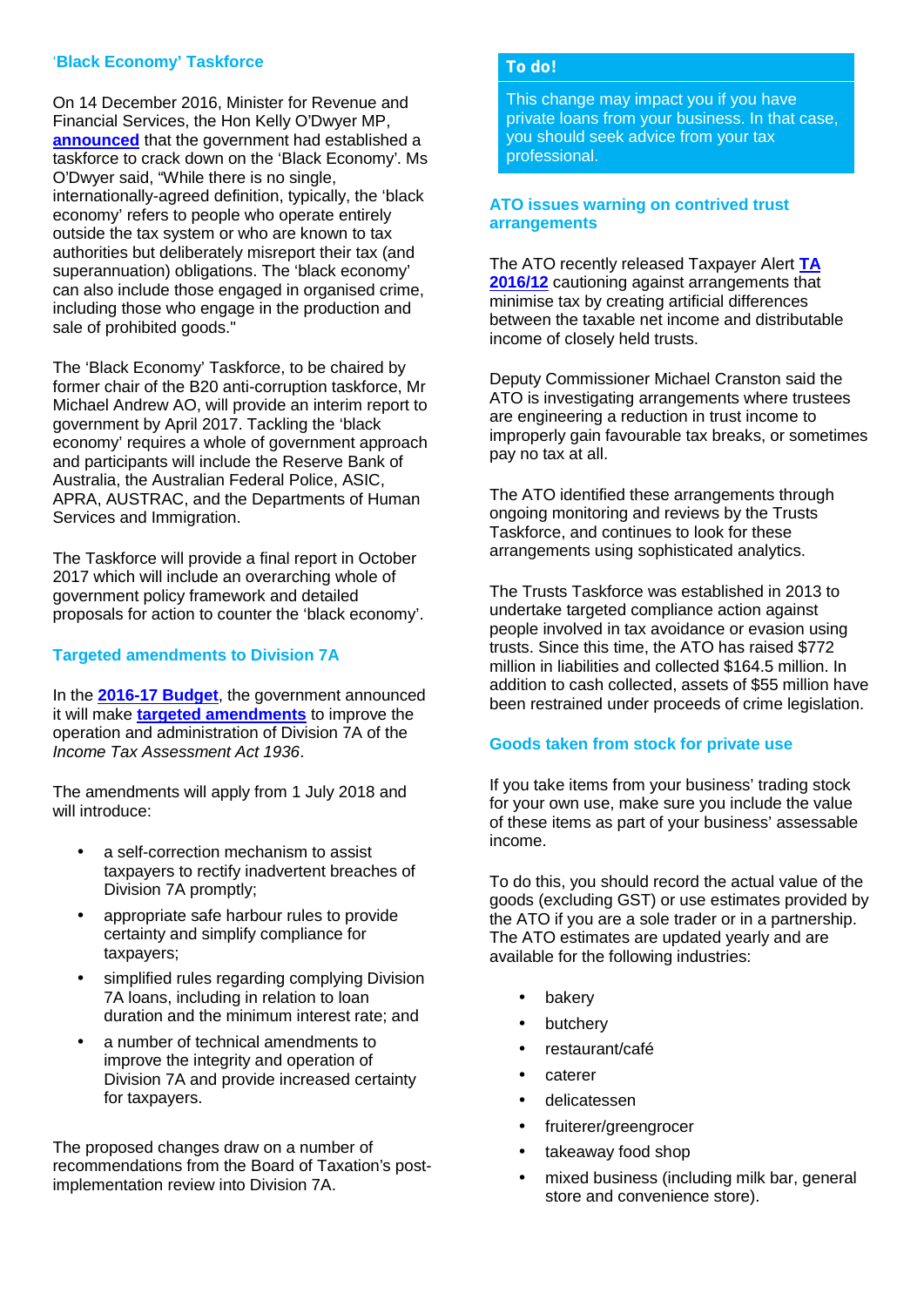## 'Black Economy' Taskforce

On 14 December 2016, Minister for Revenue and Financial Services, the Hon Kelly O'Dwyer MP, **announced** that the government had established a taskforce to crack down on the 'Black Economy'. Ms O'Dwyer said, "While there is no single, internationally-agreed definition, typically, the 'black economy' refers to people who operate entirely outside the tax system or who are known to tax authorities but deliberately misreport their tax (and superannuation) obligations. The 'black economy' can also include those engaged in organised crime, including those who engage in the production and sale of prohibited goods."

The 'Black Economy' Taskforce, to be chaired by former chair of the B20 anti-corruption taskforce, Mr Michael Andrew AO, will provide an interim report to government by April 2017. Tackling the 'black economy' requires a whole of government approach and participants will include the Reserve Bank of Australia, the Australian Federal Police, ASIC, APRA, AUSTRAC, and the Departments of Human Services and Immigration.

The Taskforce will provide a final report in October 2017 which will include an overarching whole of government policy framework and detailed proposals for action to counter the 'black economy'.

## Targeted amendments to Division 7A

In the **2016-17 Budget**, the government announced it will make **targeted amendments** to improve the operation and administration of Division 7A of the *Income Tax Assessment Act 1936*.

The amendments will apply from 1 July 2018 and will introduce:

- a self-correction mechanism to assist taxpayers to rectify inadvertent breaches of Division 7A promptly;
- appropriate safe harbour rules to provide certainty and simplify compliance for taxpayers;
- simplified rules regarding complying Division 7A loans, including in relation to loan duration and the minimum interest rate; and
- a number of technical amendments to improve the integrity and operation of Division 7A and provide increased certainty for taxpayers.

The proposed changes draw on a number of recommendations from the Board of Taxation's post-implementation review into Division 7A.

**To do!**

This change may impact you if you have private loans from your business. In that case, you should seek advice from your tax professional.

## ATO issues warning on contrived trust arrangements

The ATO recently released Taxpayer Alert **TA 2016/12** cautioning against arrangements that minimise tax by creating artificial differences between the taxable net income and distributable income of closely held trusts.

Deputy Commissioner Michael Cranston said the ATO is investigating arrangements where trustees are engineering a reduction in trust income to improperly gain favourable tax breaks, or sometimes pay no tax at all.

The ATO identified these arrangements through ongoing monitoring and reviews by the Trusts Taskforce, and continues to look for these arrangements using sophisticated analytics.

The Trusts Taskforce was established in 2013 to undertake targeted compliance action against people involved in tax avoidance or evasion using trusts. Since this time, the ATO has raised $772 million in liabilities and collected $164.5 million. In addition to cash collected, assets of $55 million have been restrained under proceeds of crime legislation.

## Goods taken from stock for private use

If you take items from your business' trading stock for your own use, make sure you include the value of these items as part of your business' assessable income.

To do this, you should record the actual value of the goods (excluding GST) or use estimates provided by the ATO if you are a sole trader or in a partnership. The ATO estimates are updated yearly and are available for the following industries:

- bakery
- butchery
- restaurant/café
- caterer
- delicatessen
- fruiterer/greengrocer
- takeaway food shop
- mixed business (including milk bar, general store and convenience store).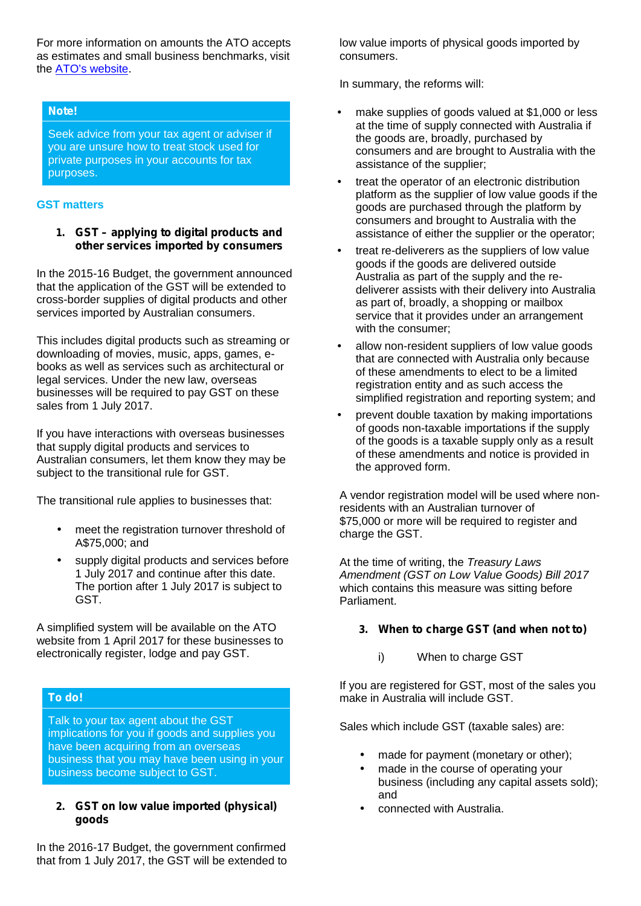For more information on amounts the ATO accepts as estimates and small business benchmarks, visit the [ATO's website](#).

> **Note!**
>
> Seek advice from your tax agent or adviser if you are unsure how to treat stock used for private purposes in your accounts for tax purposes.

## GST matters

### 1. GST – applying to digital products and other services imported by consumers

In the 2015-16 Budget, the government announced that the application of the GST will be extended to cross-border supplies of digital products and other services imported by Australian consumers.

This includes digital products such as streaming or downloading of movies, music, apps, games, e-books as well as services such as architectural or legal services. Under the new law, overseas businesses will be required to pay GST on these sales from 1 July 2017.

If you have interactions with overseas businesses that supply digital products and services to Australian consumers, let them know they may be subject to the transitional rule for GST.

The transitional rule applies to businesses that:

- meet the registration turnover threshold of A$75,000; and
- supply digital products and services before 1 July 2017 and continue after this date. The portion after 1 July 2017 is subject to GST.

A simplified system will be available on the ATO website from 1 April 2017 for these businesses to electronically register, lodge and pay GST.

> **To do!**
>
> Talk to your tax agent about the GST implications for you if goods and supplies you have been acquiring from an overseas business that you may have been using in your business become subject to GST.

### 2. GST on low value imported (physical) goods

In the 2016-17 Budget, the government confirmed that from 1 July 2017, the GST will be extended to low value imports of physical goods imported by consumers.

In summary, the reforms will:

- make supplies of goods valued at $1,000 or less at the time of supply connected with Australia if the goods are, broadly, purchased by consumers and are brought to Australia with the assistance of the supplier;
- treat the operator of an electronic distribution platform as the supplier of low value goods if the goods are purchased through the platform by consumers and brought to Australia with the assistance of either the supplier or the operator;
- treat re-deliverers as the suppliers of low value goods if the goods are delivered outside Australia as part of the supply and the re-deliverer assists with their delivery into Australia as part of, broadly, a shopping or mailbox service that it provides under an arrangement with the consumer;
- allow non-resident suppliers of low value goods that are connected with Australia only because of these amendments to elect to be a limited registration entity and as such access the simplified registration and reporting system; and
- prevent double taxation by making importations of goods non-taxable importations if the supply of the goods is a taxable supply only as a result of these amendments and notice is provided in the approved form.

A vendor registration model will be used where non-residents with an Australian turnover of $75,000 or more will be required to register and charge the GST.

At the time of writing, the *Treasury Laws Amendment (GST on Low Value Goods) Bill 2017* which contains this measure was sitting before Parliament.

### 3. When to charge GST (and when not to)

i) When to charge GST

If you are registered for GST, most of the sales you make in Australia will include GST.

Sales which include GST (taxable sales) are:

- made for payment (monetary or other);
- made in the course of operating your business (including any capital assets sold); and
- connected with Australia.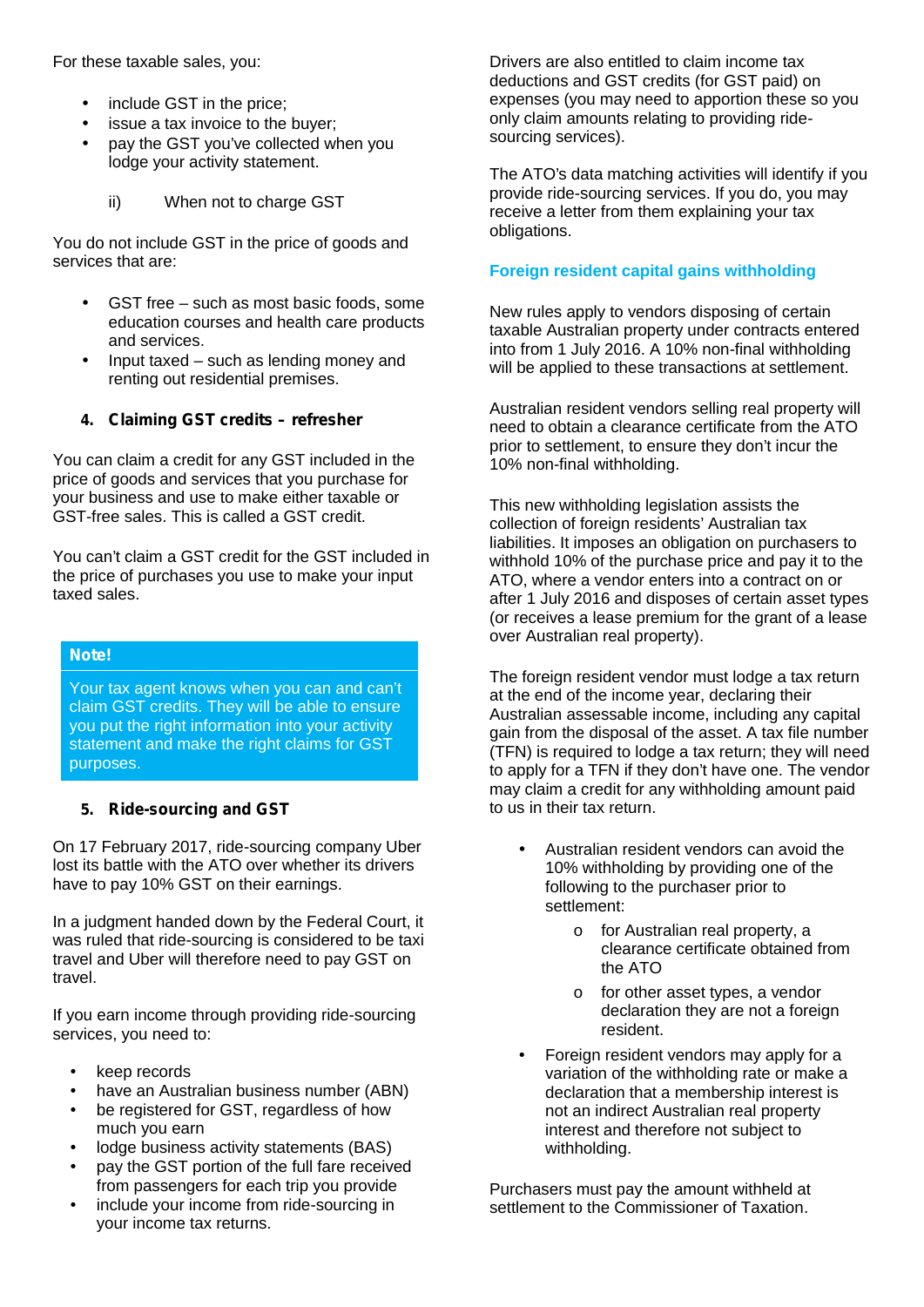For these taxable sales, you:

- include GST in the price;
- issue a tax invoice to the buyer;
- pay the GST you've collected when you lodge your activity statement.

ii) When not to charge GST

You do not include GST in the price of goods and services that are:

- GST free – such as most basic foods, some education courses and health care products and services.
- Input taxed – such as lending money and renting out residential premises.

### 4. Claiming GST credits – refresher

You can claim a credit for any GST included in the price of goods and services that you purchase for your business and use to make either taxable or GST-free sales. This is called a GST credit.

You can't claim a GST credit for the GST included in the price of purchases you use to make your input taxed sales.

> **Note!**
>
> Your tax agent knows when you can and can't claim GST credits. They will be able to ensure you put the right information into your activity statement and make the right claims for GST purposes.

### 5. Ride-sourcing and GST

On 17 February 2017, ride-sourcing company Uber lost its battle with the ATO over whether its drivers have to pay 10% GST on their earnings.

In a judgment handed down by the Federal Court, it was ruled that ride-sourcing is considered to be taxi travel and Uber will therefore need to pay GST on travel.

If you earn income through providing ride-sourcing services, you need to:

- keep records
- have an Australian business number (ABN)
- be registered for GST, regardless of how much you earn
- lodge business activity statements (BAS)
- pay the GST portion of the full fare received from passengers for each trip you provide
- include your income from ride-sourcing in your income tax returns.

Drivers are also entitled to claim income tax deductions and GST credits (for GST paid) on expenses (you may need to apportion these so you only claim amounts relating to providing ride-sourcing services).

The ATO's data matching activities will identify if you provide ride-sourcing services. If you do, you may receive a letter from them explaining your tax obligations.

## Foreign resident capital gains withholding

New rules apply to vendors disposing of certain taxable Australian property under contracts entered into from 1 July 2016. A 10% non-final withholding will be applied to these transactions at settlement.

Australian resident vendors selling real property will need to obtain a clearance certificate from the ATO prior to settlement, to ensure they don't incur the 10% non-final withholding.

This new withholding legislation assists the collection of foreign residents' Australian tax liabilities. It imposes an obligation on purchasers to withhold 10% of the purchase price and pay it to the ATO, where a vendor enters into a contract on or after 1 July 2016 and disposes of certain asset types (or receives a lease premium for the grant of a lease over Australian real property).

The foreign resident vendor must lodge a tax return at the end of the income year, declaring their Australian assessable income, including any capital gain from the disposal of the asset. A tax file number (TFN) is required to lodge a tax return; they will need to apply for a TFN if they don't have one. The vendor may claim a credit for any withholding amount paid to us in their tax return.

- Australian resident vendors can avoid the 10% withholding by providing one of the following to the purchaser prior to settlement:
  - for Australian real property, a clearance certificate obtained from the ATO
  - for other asset types, a vendor declaration they are not a foreign resident.
- Foreign resident vendors may apply for a variation of the withholding rate or make a declaration that a membership interest is not an indirect Australian real property interest and therefore not subject to withholding.

Purchasers must pay the amount withheld at settlement to the Commissioner of Taxation.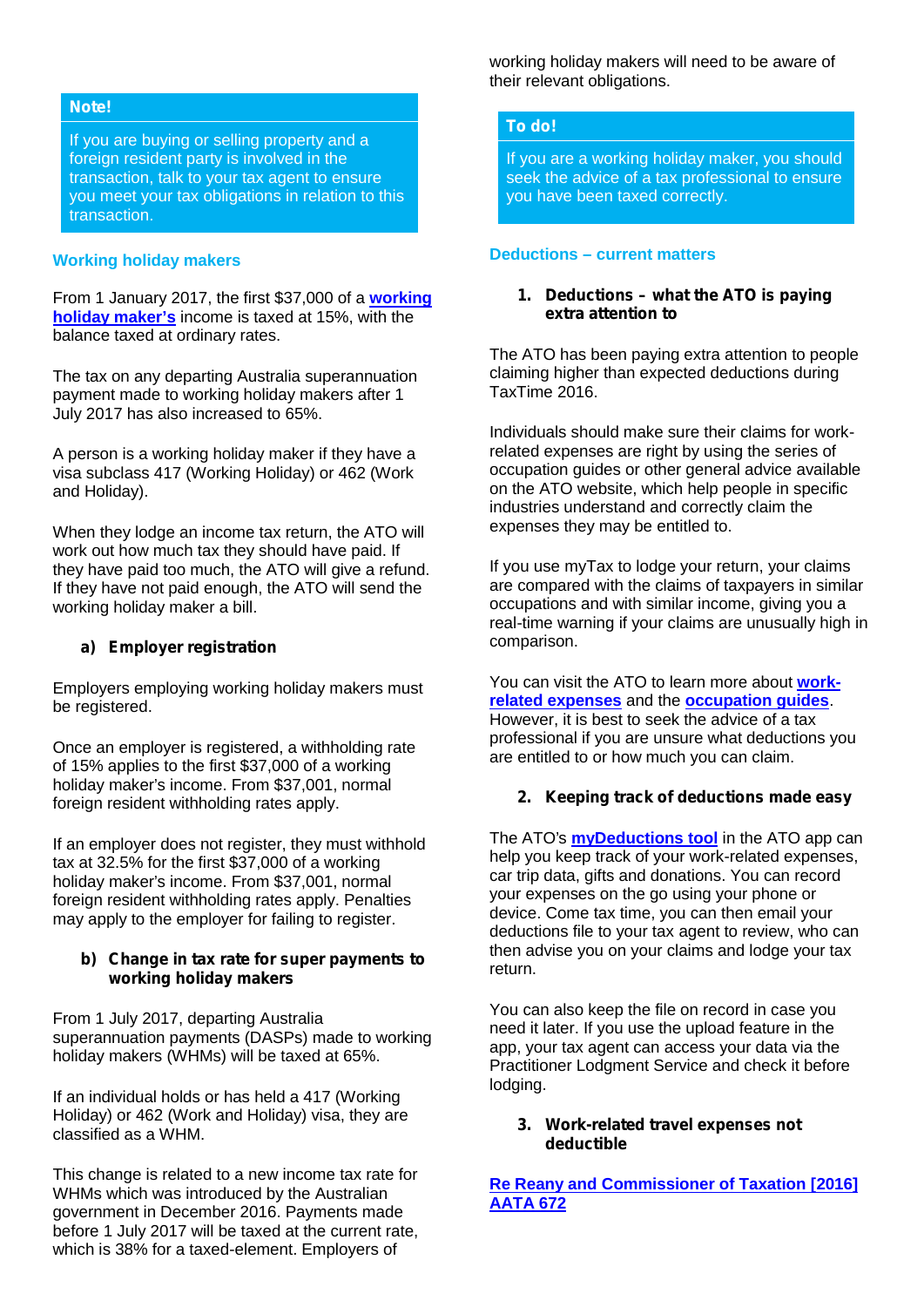> **Note!**
>
> If you are buying or selling property and a foreign resident party is involved in the transaction, talk to your tax agent to ensure you meet your tax obligations in relation to this transaction.

## Working holiday makers

From 1 January 2017, the first $37,000 of a **working holiday maker's** income is taxed at 15%, with the balance taxed at ordinary rates.

The tax on any departing Australia superannuation payment made to working holiday makers after 1 July 2017 has also increased to 65%.

A person is a working holiday maker if they have a visa subclass 417 (Working Holiday) or 462 (Work and Holiday).

When they lodge an income tax return, the ATO will work out how much tax they should have paid. If they have paid too much, the ATO will give a refund. If they have not paid enough, the ATO will send the working holiday maker a bill.

### a) Employer registration

Employers employing working holiday makers must be registered.

Once an employer is registered, a withholding rate of 15% applies to the first $37,000 of a working holiday maker's income. From $37,001, normal foreign resident withholding rates apply.

If an employer does not register, they must withhold tax at 32.5% for the first $37,000 of a working holiday maker's income. From $37,001, normal foreign resident withholding rates apply. Penalties may apply to the employer for failing to register.

### b) Change in tax rate for super payments to working holiday makers

From 1 July 2017, departing Australia superannuation payments (DASPs) made to working holiday makers (WHMs) will be taxed at 65%.

If an individual holds or has held a 417 (Working Holiday) or 462 (Work and Holiday) visa, they are classified as a WHM.

This change is related to a new income tax rate for WHMs which was introduced by the Australian government in December 2016. Payments made before 1 July 2017 will be taxed at the current rate, which is 38% for a taxed-element. Employers of working holiday makers will need to be aware of their relevant obligations.

> **To do!**
>
> If you are a working holiday maker, you should seek the advice of a tax professional to ensure you have been taxed correctly.

## Deductions – current matters

### 1. Deductions – what the ATO is paying extra attention to

The ATO has been paying extra attention to people claiming higher than expected deductions during TaxTime 2016.

Individuals should make sure their claims for work-related expenses are right by using the series of occupation guides or other general advice available on the ATO website, which help people in specific industries understand and correctly claim the expenses they may be entitled to.

If you use myTax to lodge your return, your claims are compared with the claims of taxpayers in similar occupations and with similar income, giving you a real-time warning if your claims are unusually high in comparison.

You can visit the ATO to learn more about **work-related expenses** and the **occupation guides**. However, it is best to seek the advice of a tax professional if you are unsure what deductions you are entitled to or how much you can claim.

### 2. Keeping track of deductions made easy

The ATO's **myDeductions tool** in the ATO app can help you keep track of your work-related expenses, car trip data, gifts and donations. You can record your expenses on the go using your phone or device. Come tax time, you can then email your deductions file to your tax agent to review, who can then advise you on your claims and lodge your tax return.

You can also keep the file on record in case you need it later. If you use the upload feature in the app, your tax agent can access your data via the Practitioner Lodgment Service and check it before lodging.

### 3. Work-related travel expenses not deductible

**Re Reany and Commissioner of Taxation [2016] AATA 672**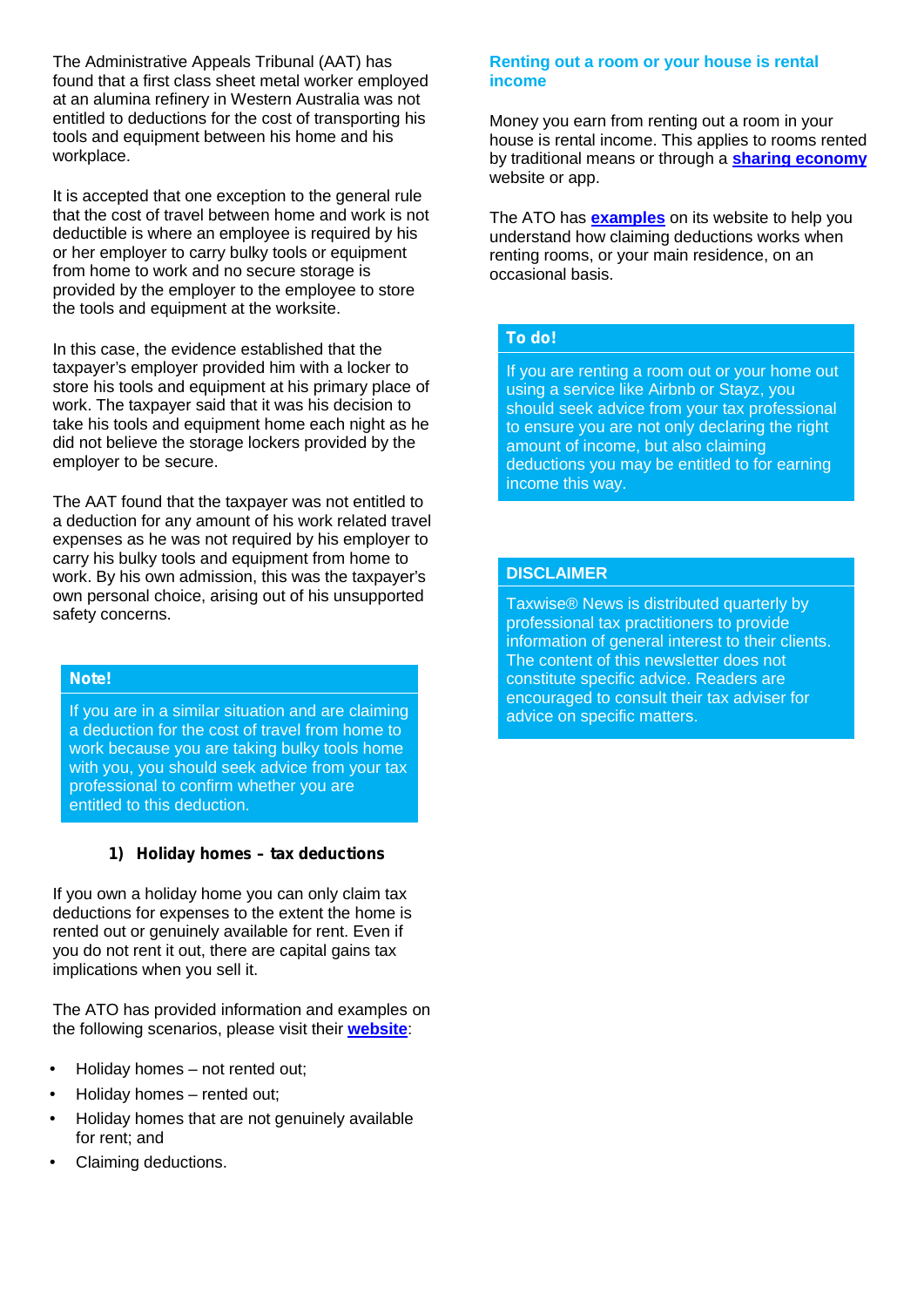The Administrative Appeals Tribunal (AAT) has found that a first class sheet metal worker employed at an alumina refinery in Western Australia was not entitled to deductions for the cost of transporting his tools and equipment between his home and his workplace.

It is accepted that one exception to the general rule that the cost of travel between home and work is not deductible is where an employee is required by his or her employer to carry bulky tools or equipment from home to work and no secure storage is provided by the employer to the employee to store the tools and equipment at the worksite.

In this case, the evidence established that the taxpayer's employer provided him with a locker to store his tools and equipment at his primary place of work. The taxpayer said that it was his decision to take his tools and equipment home each night as he did not believe the storage lockers provided by the employer to be secure.

The AAT found that the taxpayer was not entitled to a deduction for any amount of his work related travel expenses as he was not required by his employer to carry his bulky tools and equipment from home to work. By his own admission, this was the taxpayer's own personal choice, arising out of his unsupported safety concerns.

**Note!**

If you are in a similar situation and are claiming a deduction for the cost of travel from home to work because you are taking bulky tools home with you, you should seek advice from your tax professional to confirm whether you are entitled to this deduction.

### 1) Holiday homes – tax deductions

If you own a holiday home you can only claim tax deductions for expenses to the extent the home is rented out or genuinely available for rent. Even if you do not rent it out, there are capital gains tax implications when you sell it.

The ATO has provided information and examples on the following scenarios, please visit their **website**:

- Holiday homes – not rented out;
- Holiday homes – rented out;
- Holiday homes that are not genuinely available for rent; and
- Claiming deductions.

### Renting out a room or your house is rental income

Money you earn from renting out a room in your house is rental income. This applies to rooms rented by traditional means or through a **sharing economy** website or app.

The ATO has **examples** on its website to help you understand how claiming deductions works when renting rooms, or your main residence, on an occasional basis.

**To do!**

If you are renting a room out or your home out using a service like Airbnb or Stayz, you should seek advice from your tax professional to ensure you are not only declaring the right amount of income, but also claiming deductions you may be entitled to for earning income this way.

**DISCLAIMER**

Taxwise® News is distributed quarterly by professional tax practitioners to provide information of general interest to their clients. The content of this newsletter does not constitute specific advice. Readers are encouraged to consult their tax adviser for advice on specific matters.